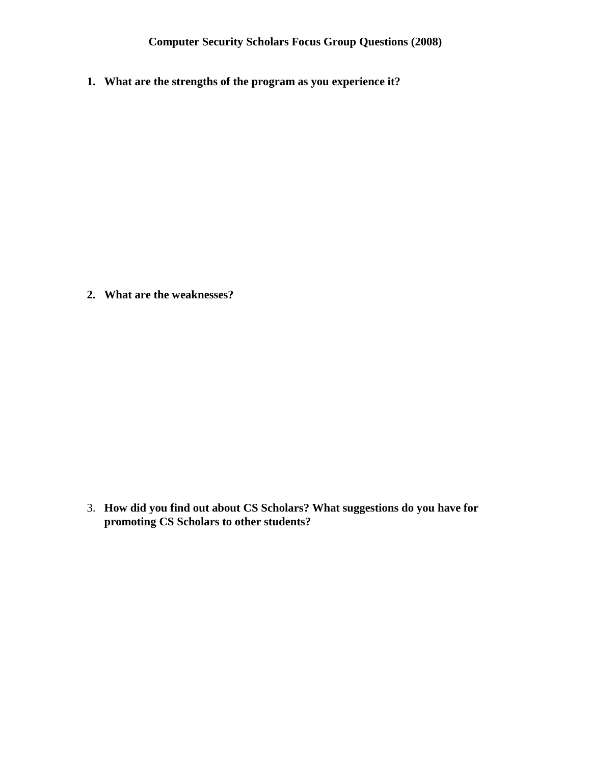**Computer Security Scholars Focus Group Questions (2008)**

1. **What are the strengths of the program as you experience it?**

2. **What are the weaknesses?**

3. **How did you find out about CS Scholars? What suggestions do you have for promoting CS Scholars to other students?**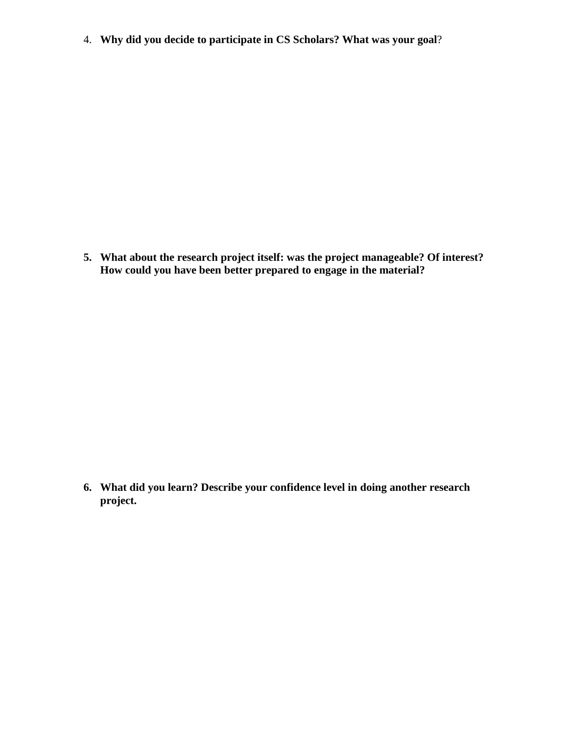4. **Why did you decide to participate in CS Scholars? What was your goal**?

5. **What about the research project itself: was the project manageable? Of interest? How could you have been better prepared to engage in the material?**

6. **What did you learn? Describe your confidence level in doing another research project.**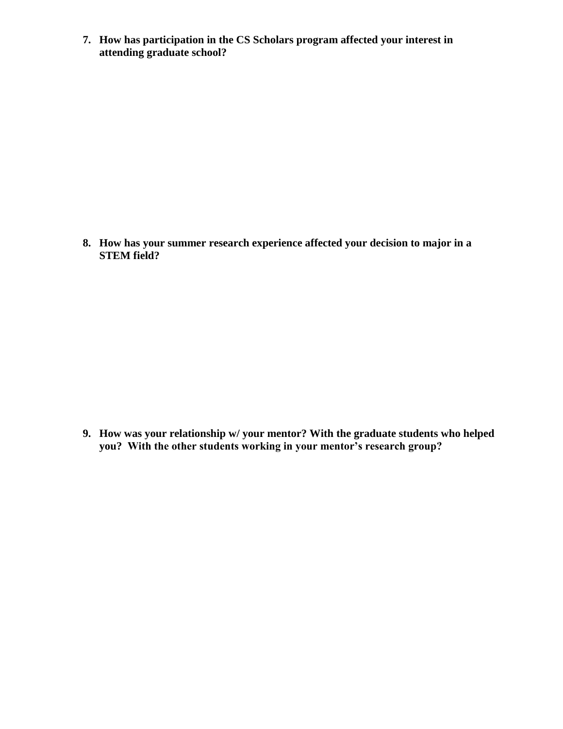7. **How has participation in the CS Scholars program affected your interest in attending graduate school?**

8. **How has your summer research experience affected your decision to major in a STEM field?**

9. **How was your relationship w/ your mentor? With the graduate students who helped you? With the other students working in your mentor's research group?**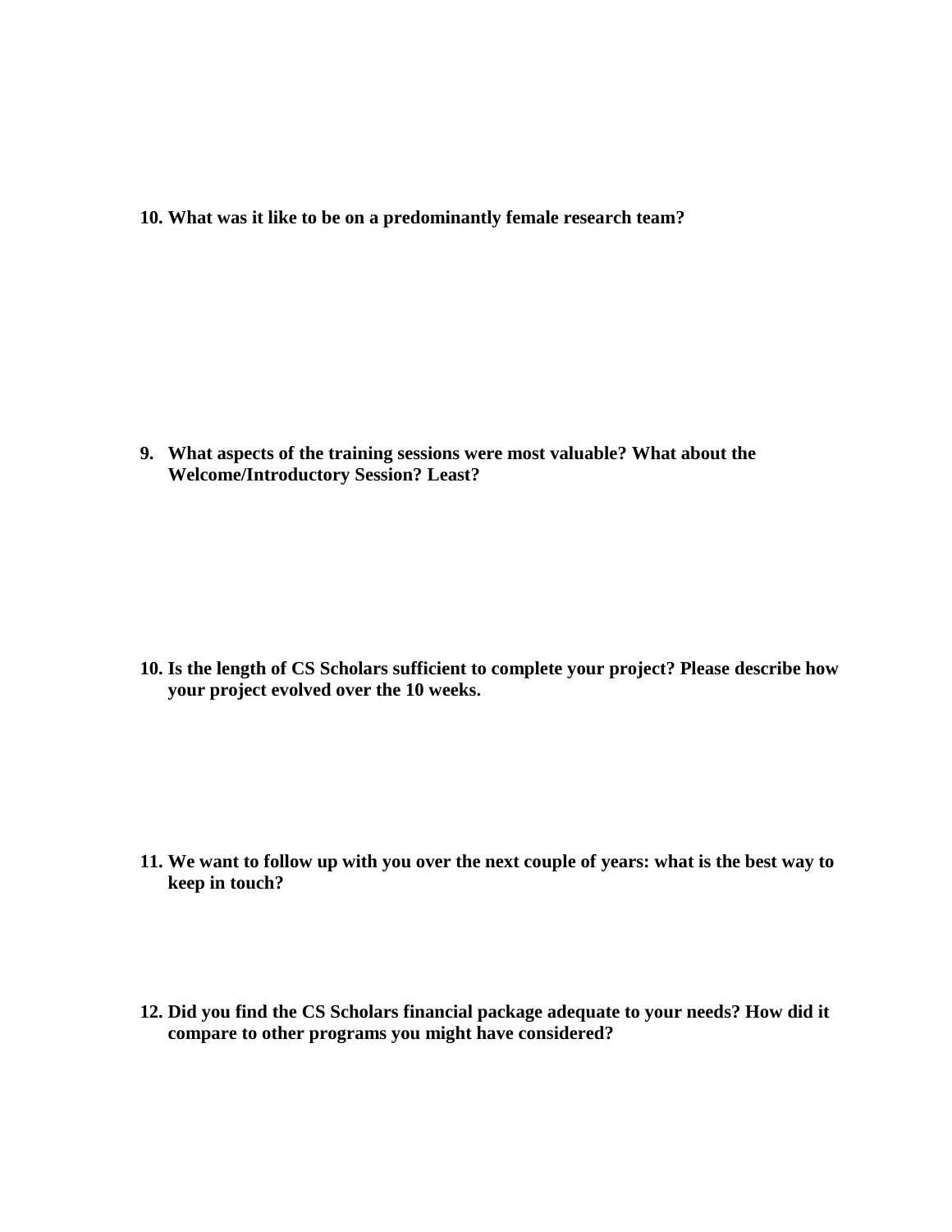**10. What was it like to be on a predominantly female research team?**

**9. What aspects of the training sessions were most valuable? What about the Welcome/Introductory Session? Least?**

**10. Is the length of CS Scholars sufficient to complete your project? Please describe how your project evolved over the 10 weeks.**

**11. We want to follow up with you over the next couple of years: what is the best way to keep in touch?**

**12. Did you find the CS Scholars financial package adequate to your needs? How did it compare to other programs you might have considered?**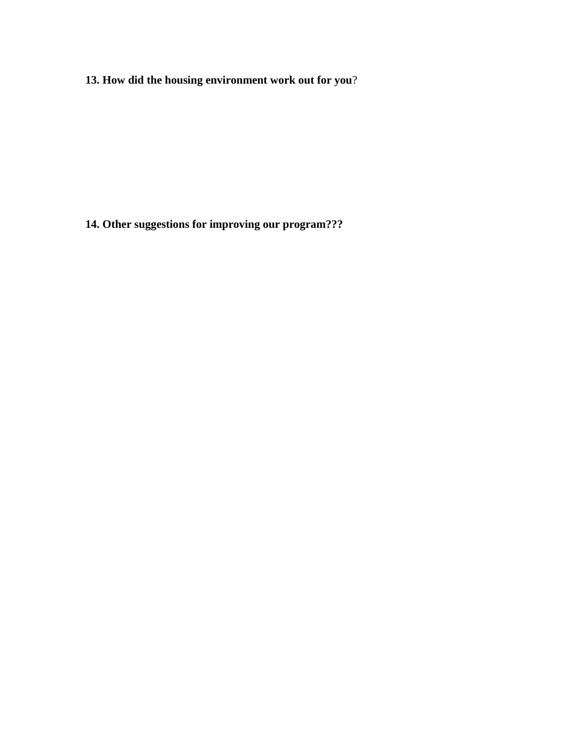**13. How did the housing environment work out for you**?

**14. Other suggestions for improving our program???**